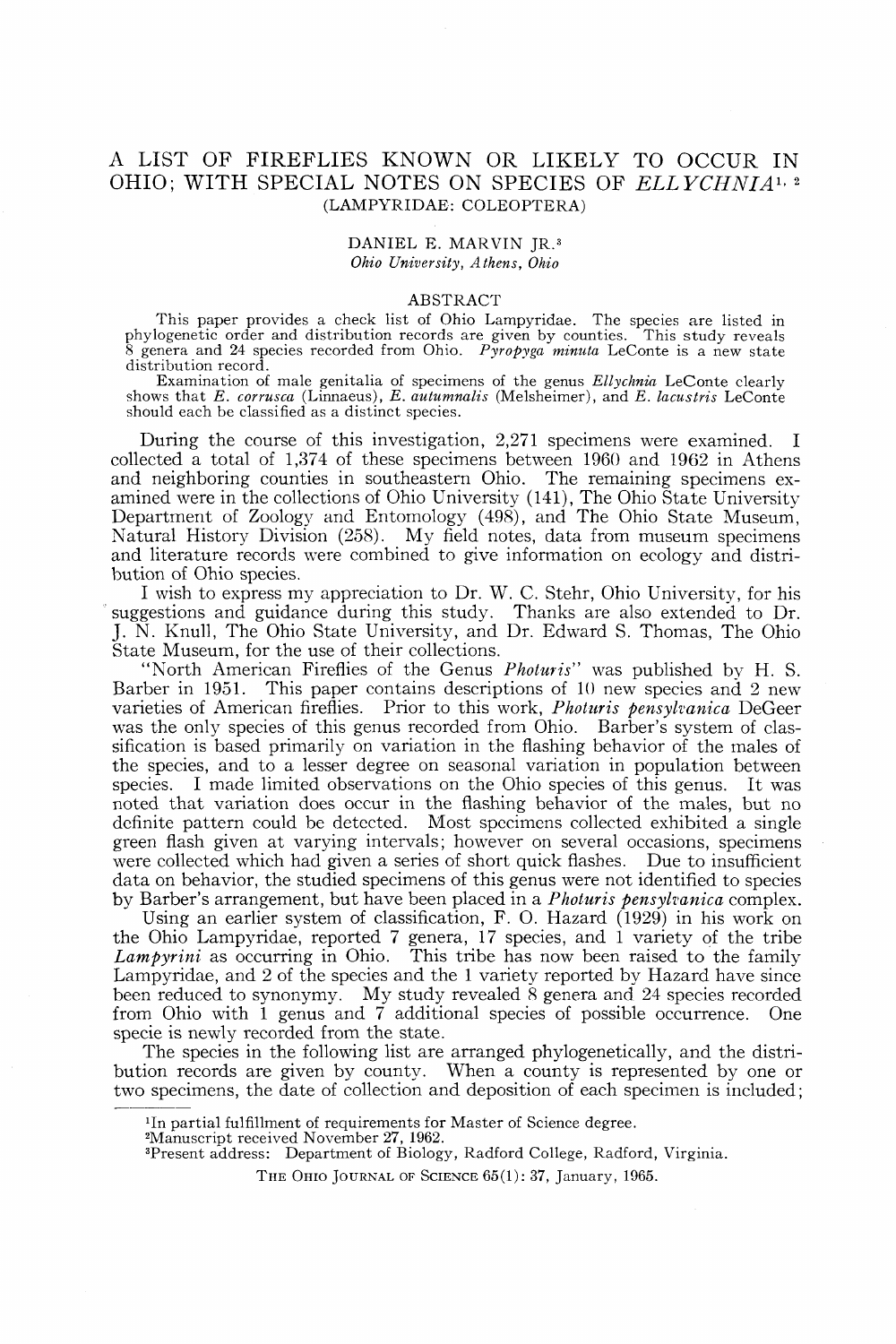# A LIST OF FIREFLIES KNOWN OR LIKELY TO OCCUR IN OHIO; WITH SPECIAL NOTES ON SPECIES OF *ELLYCHNIA*[1, 2] (LAMPYRIDAE: COLEOPTERA)

DANIEL E. MARVIN JR.[3]
*Ohio University, Athens, Ohio*

## ABSTRACT

This paper provides a check list of Ohio Lampyridae. The species are listed in phylogenetic order and distribution records are given by counties. This study reveals 8 genera and 24 species recorded from Ohio. *Pyropyga minuta* LeConte is a new state distribution record.

Examination of male genitalia of specimens of the genus *Ellychnia* LeConte clearly shows that *E. corrusca* (Linnaeus), *E. autumnalis* (Melsheimer), and *E. lacustris* LeConte should each be classified as a distinct species.

During the course of this investigation, 2,271 specimens were examined. I collected a total of 1,374 of these specimens between 1960 and 1962 in Athens and neighboring counties in southeastern Ohio. The remaining specimens examined were in the collections of Ohio University (141), The Ohio State University Department of Zoology and Entomology (498), and The Ohio State Museum, Natural History Division (258). My field notes, data from museum specimens and literature records were combined to give information on ecology and distribution of Ohio species.

I wish to express my appreciation to Dr. W. C. Stehr, Ohio University, for his suggestions and guidance during this study. Thanks are also extended to Dr. J. N. Knull, The Ohio State University, and Dr. Edward S. Thomas, The Ohio State Museum, for the use of their collections.

"North American Fireflies of the Genus *Photuris*" was published by H. S. Barber in 1951. This paper contains descriptions of 10 new species and 2 new varieties of American fireflies. Prior to this work, *Photuris pensylvanica* DeGeer was the only species of this genus recorded from Ohio. Barber's system of classification is based primarily on variation in the flashing behavior of the males of the species, and to a lesser degree on seasonal variation in population between species. I made limited observations on the Ohio species of this genus. It was noted that variation does occur in the flashing behavior of the males, but no definite pattern could be detected. Most specimens collected exhibited a single green flash given at varying intervals; however on several occasions, specimens were collected which had given a series of short quick flashes. Due to insufficient data on behavior, the studied specimens of this genus were not identified to species by Barber's arrangement, but have been placed in a *Photuris pensylvanica* complex.

Using an earlier system of classification, F. O. Hazard (1929) in his work on the Ohio Lampyridae, reported 7 genera, 17 species, and 1 variety of the tribe *Lampyrini* as occurring in Ohio. This tribe has now been raised to the family Lampyridae, and 2 of the species and the 1 variety reported by Hazard have since been reduced to synonymy. My study revealed 8 genera and 24 species recorded from Ohio with 1 genus and 7 additional species of possible occurrence. One specie is newly recorded from the state.

The species in the following list are arranged phylogenetically, and the distribution records are given by county. When a county is represented by one or two specimens, the date of collection and deposition of each specimen is included;

---

[1] In partial fulfillment of requirements for Master of Science degree.

[2] Manuscript received November 27, 1962.

[3] Present address: Department of Biology, Radford College, Radford, Virginia.

THE OHIO JOURNAL OF SCIENCE 65(1): 37, January, 1965.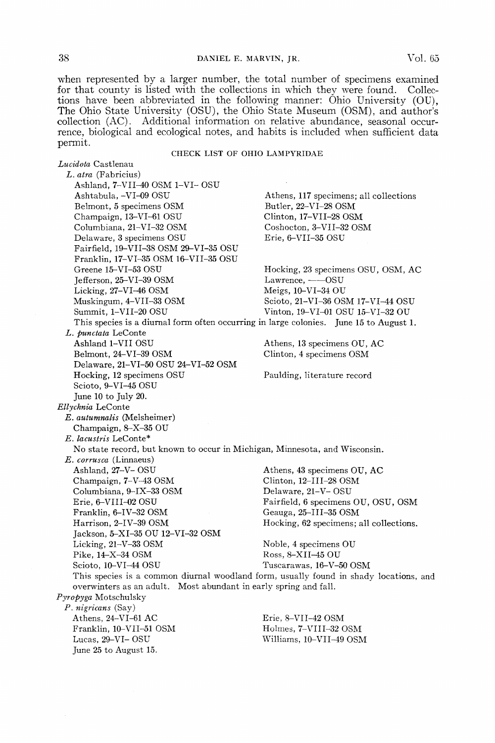when represented by a larger number, the total number of specimens examined for that county is listed with the collections in which they were found. Collections have been abbreviated in the following manner: Ohio University (OU), The Ohio State University (OSU), the Ohio State Museum (OSM), and author's collection (AC). Additional information on relative abundance, seasonal occurrence, biological and ecological notes, and habits is included when sufficient data permit.

## CHECK LIST OF OHIO LAMPYRIDAE

*Lucidota* Castlenau

*L. atra* (Fabricius)

Ashland, 7–VII–40 OSM 1–VI– OSU
Ashtabula, –VI–09 OSU
Athens, 117 specimens; all collections
Belmont, 5 specimens OSM
Butler, 22–VI–28 OSM
Champaign, 13–VI–61 OSU
Clinton, 17–VII–28 OSM
Columbiana, 21–VI–32 OSM
Coshocton, 3–VII–32 OSM
Delaware, 3 specimens OSU
Erie, 6–VII–35 OSU
Fairfield, 19–VII–38 OSM 29–VI–35 OSU
Franklin, 17–VI–35 OSM 16–VII–35 OSU
Greene 15–VI–53 OSU
Hocking, 23 specimens OSU, OSM, AC
Jefferson, 25–VI–39 OSM
Lawrence, ——OSU
Licking, 27–VI–46 OSM
Meigs, 10–VI–34 OU
Muskingum, 4–VII–33 OSM
Scioto, 21–VI–36 OSM 17–VI–44 OSU
Summit, 1–VII–20 OSU
Vinton, 19–VI–01 OSU 15–VI–32 OU

This species is a diurnal form often occurring in large colonies. June 15 to August 1.

*L. punctata* LeConte

Ashland 1–VII OSU
Athens, 13 specimens OU, AC
Belmont, 24–VI–39 OSM
Clinton, 4 specimens OSM
Delaware, 21–VI–50 OSU 24–VI–52 OSM
Hocking, 12 specimens OSU
Paulding, literature record
Scioto, 9–VI–45 OSU

June 10 to July 20.

*Ellychnia* LeConte

*E. autumnalis* (Melsheimer)

Champaign, 8–X–35 OU

*E. lacustris* LeConte*

No state record, but known to occur in Michigan, Minnesota, and Wisconsin.

*E. corrusca* (Linnaeus)

Ashland, 27–V– OSU
Athens, 43 specimens OU, AC
Champaign, 7–V–43 OSM
Clinton, 12–III–28 OSM
Columbiana, 9–IX–33 OSM
Delaware, 21–V– OSU
Erie, 6–VIII–02 OSU
Fairfield, 6 specimens OU, OSU, OSM
Franklin, 6–IV–32 OSM
Geauga, 25–III–35 OSM
Harrison, 2–IV–39 OSM
Hocking, 62 specimens; all collections.
Jackson, 5–XI–35 OU 12–VI–32 OSM
Licking, 21–V–33 OSM
Noble, 4 specimens OU
Pike, 14–X–34 OSM
Ross, 8–XII–45 OU
Scioto, 10–VI–44 OSU
Tuscarawas, 16–V–50 OSM

This species is a common diurnal woodland form, usually found in shady locations, and overwinters as an adult. Most abundant in early spring and fall.

*Pyropyga* Motschulsky

*P. nigricans* (Say)

Athens, 24–VI–61 AC
Erie, 8–VII–42 OSM
Franklin, 10–VII–51 OSM
Holmes, 7–VIII–32 OSM
Lucas, 29–VI– OSU
Williams, 10–VII–49 OSM

June 25 to August 15.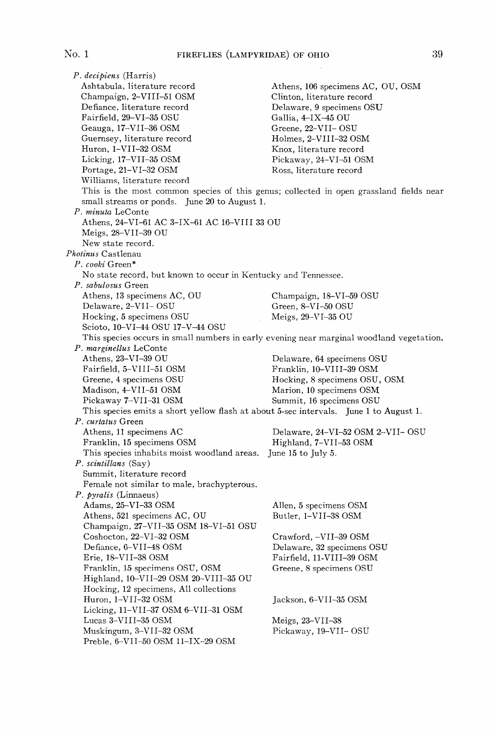*P. decipiens* (Harris)

Ashtabula, literature record
Athens, 106 specimens AC, OU, OSM
Champaign, 2–VIII–51 OSM
Clinton, literature record
Defiance, literature record
Delaware, 9 specimens OSU
Fairfield, 29–VI–35 OSU
Gallia, 4–IX–45 OU
Geauga, 17–VII–36 OSM
Greene, 22–VII– OSU
Guernsey, literature record
Holmes, 2–VIII–32 OSM
Huron, 1–VII–32 OSM
Knox, literature record
Licking, 17–VII–35 OSM
Pickaway, 24–VI–51 OSM
Portage, 21–VI–32 OSM
Ross, literature record
Williams, literature record

This is the most common species of this genus; collected in open grassland fields near small streams or ponds. June 20 to August 1.

*P. minuta* LeConte

Athens, 24–VI–61 AC 3–IX–61 AC 16–VIII 33 OU
Meigs, 28–VII–39 OU

New state record.

*Photinus* Castlenau

*P. cooki* Green*

No state record, but known to occur in Kentucky and Tennessee.

*P. sabulosus* Green

Athens, 13 specimens AC, OU
Champaign, 18–VI–59 OSU
Delaware, 2–VII– OSU
Green, 8–VI–50 OSU
Hocking, 5 specimens OSU
Meigs, 29–VI–35 OU
Scioto, 10–VI–44 OSU 17–V–44 OSU

This species occurs in small numbers in early evening near marginal woodland vegetation.

*P. marginellus* LeConte

Athens, 23–VI–39 OU
Delaware, 64 specimens OSU
Fairfield, 5–VIII–51 OSM
Franklin, 10–VIII–39 OSM
Greene, 4 specimens OSU
Hocking, 8 specimens OSU, OSM
Madison, 4–VII–51 OSM
Marion, 10 specimens OSM
Pickaway 7–VII–31 OSM
Summit, 16 specimens OSU

This species emits a short yellow flash at about 5-sec intervals. June 1 to August 1.

*P. curtatus* Green

Athens, 11 specimens AC
Delaware, 24–VI–52 OSM 2–VII– OSU
Franklin, 15 specimens OSM
Highland, 7–VII–53 OSM

This species inhabits moist woodland areas. June 15 to July 5.

*P. scintillans* (Say)

Summit, literature record

Female not similar to male, brachypterous.

*P. pyralis* (Linnaeus)

Adams, 25–VI–33 OSM
Allen, 5 specimens OSM
Athens, 521 specimens AC, OU
Butler, 1–VII–38 OSM
Champaign, 27–VII–35 OSM 18–VI–51 OSU
Coshocton, 22–VI–32 OSM
Crawford, –VII–39 OSM
Defiance, 6–VII–48 OSM
Delaware, 32 specimens OSU
Erie, 18–VII–38 OSM
Fairfield, 11–VIII–39 OSM
Franklin, 15 specimens OSU, OSM
Greene, 8 specimens OSU
Highland, 10–VII–29 OSM 20–VIII–35 OU
Hocking, 12 specimens, All collections
Huron, 1–VII–32 OSM
Jackson, 6–VII–35 OSM
Licking, 11–VII–37 OSM 6–VII–31 OSM
Lucas 3–VIII–35 OSM
Meigs, 23–VII–38
Muskingum, 3–VII–32 OSM
Pickaway, 19–VII– OSU
Preble, 6–VII–50 OSM 11–IX–29 OSM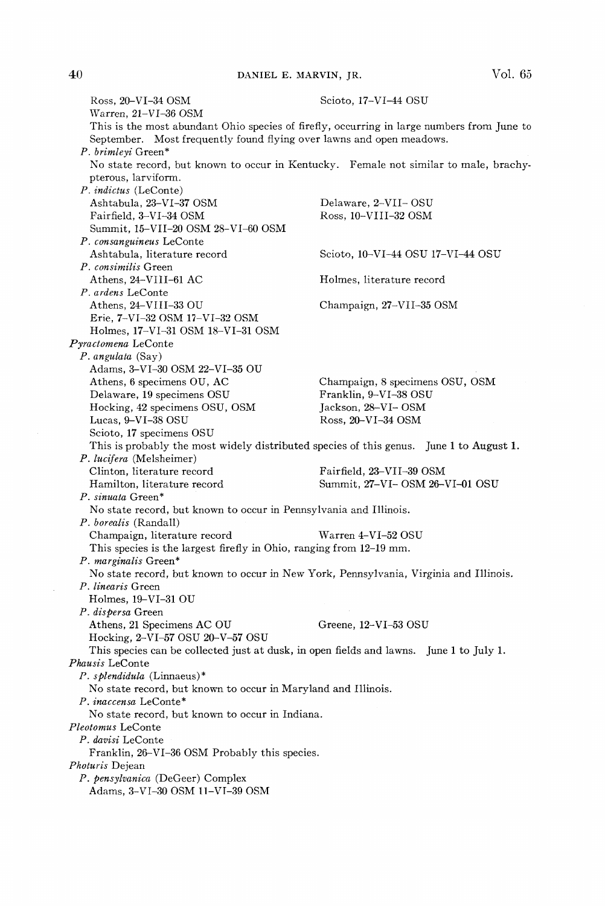Ross, 20-VI-34 OSM
Scioto, 17-VI-44 OSU
Warren, 21-VI-36 OSM

This is the most abundant Ohio species of firefly, occurring in large numbers from June to September. Most frequently found flying over lawns and open meadows.

*P. brimleyi* Green*

No state record, but known to occur in Kentucky. Female not similar to male, brachypterous, larviform.

*P. indictus* (LeConte)

Ashtabula, 23-VI-37 OSM
Delaware, 2-VII- OSU
Fairfield, 3-VI-34 OSM
Ross, 10-VIII-32 OSM
Summit, 15-VII-20 OSM 28-VI-60 OSM

*P. consanguineus* LeConte

Ashtabula, literature record
Scioto, 10-VI-44 OSU 17-VI-44 OSU

*P. consimilis* Green

Athens, 24-VIII-61 AC
Holmes, literature record

*P. ardens* LeConte

Athens, 24-VIII-33 OU
Champaign, 27-VII-35 OSM
Erie, 7-VI-32 OSM 17-VI-32 OSM
Holmes, 17-VI-31 OSM 18-VI-31 OSM

*Pyractomena* LeConte

*P. angulata* (Say)

Adams, 3-VI-30 OSM 22-VI-35 OU
Athens, 6 specimens OU, AC
Champaign, 8 specimens OSU, OSM
Delaware, 19 specimens OSU
Franklin, 9-VI-38 OSU
Hocking, 42 specimens OSU, OSM
Jackson, 28-VI- OSM
Lucas, 9-VI-38 OSU
Ross, 20-VI-34 OSM
Scioto, 17 specimens OSU

This is probably the most widely distributed species of this genus. June 1 to August 1.

*P. lucifera* (Melsheimer)

Clinton, literature record
Fairfield, 23-VII-39 OSM
Hamilton, literature record
Summit, 27-VI- OSM 26-VI-01 OSU

*P. sinuata* Green*

No state record, but known to occur in Pennsylvania and Illinois.

*P. borealis* (Randall)

Champaign, literature record
Warren 4-VI-52 OSU

This species is the largest firefly in Ohio, ranging from 12–19 mm.

*P. marginalis* Green*

No state record, but known to occur in New York, Pennsylvania, Virginia and Illinois.

*P. linearis* Green

Holmes, 19-VI-31 OU

*P. dispersa* Green

Athens, 21 Specimens AC OU
Greene, 12-VI-53 OSU
Hocking, 2-VI-57 OSU 20-V-57 OSU

This species can be collected just at dusk, in open fields and lawns. June 1 to July 1.

*Phausis* LeConte

*P. splendidula* (Linnaeus)*

No state record, but known to occur in Maryland and Illinois.

*P. inaccensa* LeConte*

No state record, but known to occur in Indiana.

*Pleotomus* LeConte

*P. davisi* LeConte

Franklin, 26-VI-36 OSM Probably this species.

*Photuris* Dejean

*P. pensylvanica* (DeGeer) Complex

Adams, 3-VI-30 OSM 11-VI-39 OSM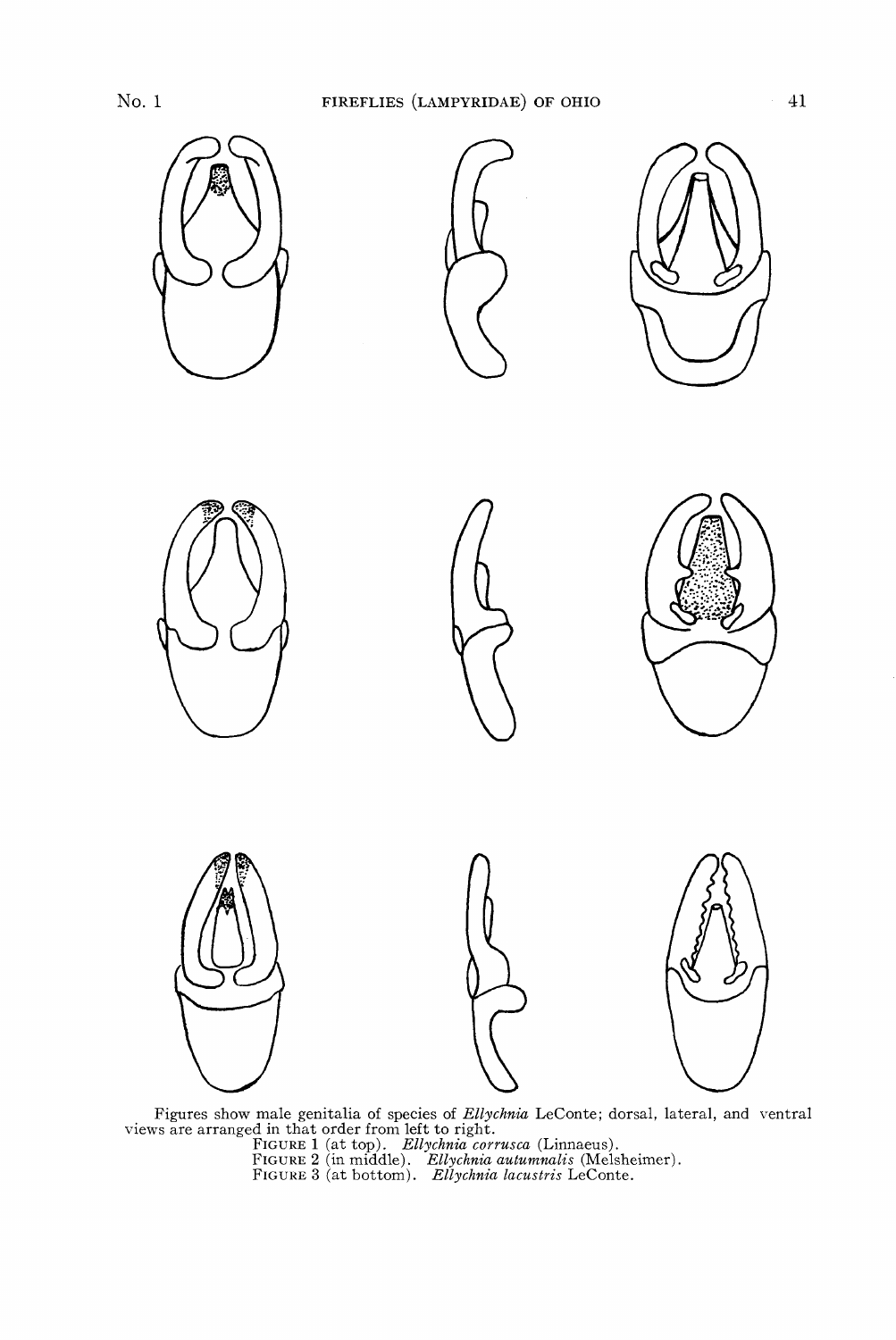Figures show male genitalia of species of *Ellychnia* LeConte; dorsal, lateral, and ventral views are arranged in that order from left to right.

FIGURE 1 (at top). *Ellychnia corrusca* (Linnaeus).

FIGURE 2 (in middle). *Ellychnia autumnalis* (Melsheimer).

FIGURE 3 (at bottom). *Ellychnia lacustris* LeConte.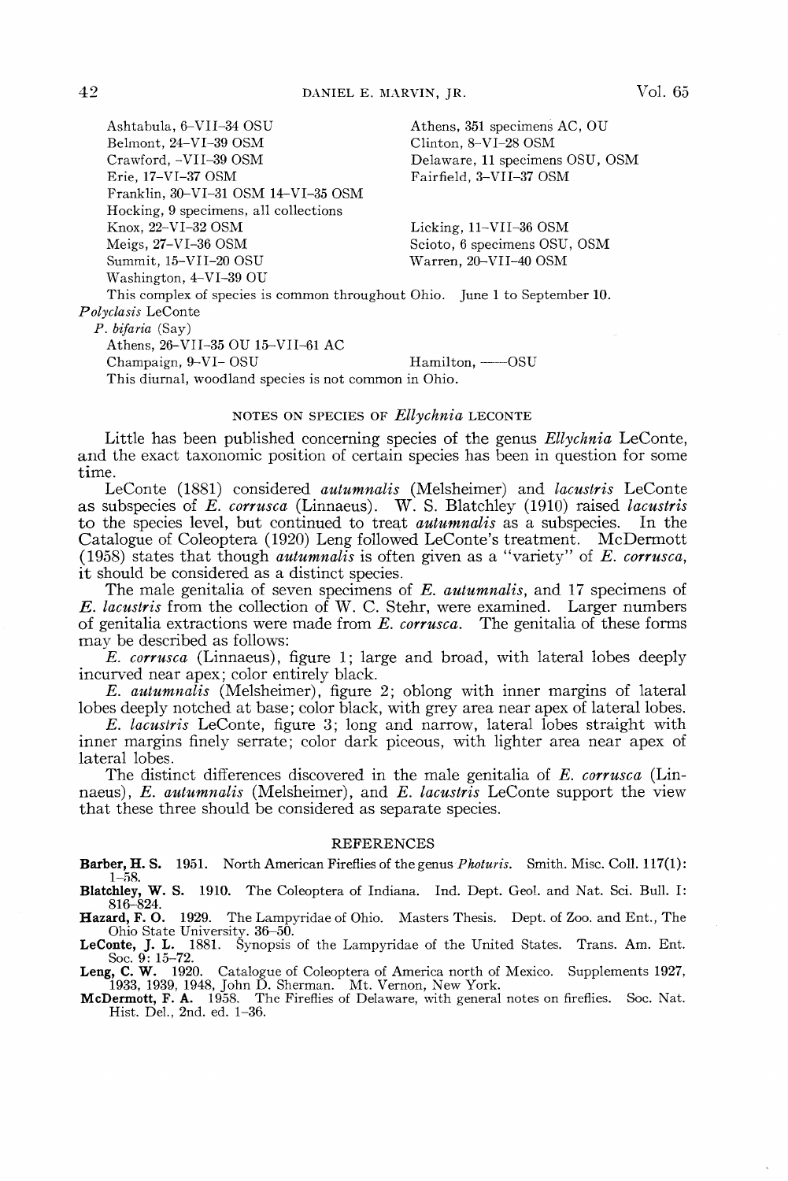Ashtabula, 6–VII–34 OSU
Belmont, 24–VI–39 OSM
Crawford, –VII–39 OSM
Erie, 17–VI–37 OSM
Franklin, 30–VI–31 OSM 14–VI–35 OSM
Hocking, 9 specimens, all collections
Knox, 22–VI–32 OSM
Meigs, 27–VI–36 OSM
Summit, 15–VII–20 OSU
Washington, 4–VI–39 OU
Athens, 351 specimens AC, OU
Clinton, 8–VI–28 OSM
Delaware, 11 specimens OSU, OSM
Fairfield, 3–VII–37 OSM
Licking, 11–VII–36 OSM
Scioto, 6 specimens OSU, OSM
Warren, 20–VII–40 OSM

This complex of species is common throughout Ohio. June 1 to September 10.

*Polyclasis* LeConte

*P. bifaria* (Say)

Athens, 26–VII–35 OU 15–VII–61 AC
Champaign, 9–VI– OSU
Hamilton, ——OSU

This diurnal, woodland species is not common in Ohio.

## NOTES ON SPECIES OF *Ellychnia* LECONTE

Little has been published concerning species of the genus *Ellychnia* LeConte, and the exact taxonomic position of certain species has been in question for some time.

LeConte (1881) considered *autumnalis* (Melsheimer) and *lacustris* LeConte as subspecies of *E. corrusca* (Linnaeus). W. S. Blatchley (1910) raised *lacustris* to the species level, but continued to treat *autumnalis* as a subspecies. In the Catalogue of Coleoptera (1920) Leng followed LeConte's treatment. McDermott (1958) states that though *autumnalis* is often given as a "variety" of *E. corrusca*, it should be considered as a distinct species.

The male genitalia of seven specimens of *E. autumnalis*, and 17 specimens of *E. lacustris* from the collection of W. C. Stehr, were examined. Larger numbers of genitalia extractions were made from *E. corrusca*. The genitalia of these forms may be described as follows:

*E. corrusca* (Linnaeus), figure 1; large and broad, with lateral lobes deeply incurved near apex; color entirely black.

*E. autumnalis* (Melsheimer), figure 2; oblong with inner margins of lateral lobes deeply notched at base; color black, with grey area near apex of lateral lobes.

*E. lacustris* LeConte, figure 3; long and narrow, lateral lobes straight with inner margins finely serrate; color dark piceous, with lighter area near apex of lateral lobes.

The distinct differences discovered in the male genitalia of *E. corrusca* (Linnaeus), *E. autumnalis* (Melsheimer), and *E. lacustris* LeConte support the view that these three should be considered as separate species.

## REFERENCES

**Barber, H. S.** 1951. North American Fireflies of the genus *Photuris*. Smith. Misc. Coll. 117(1): 1–58.

**Blatchley, W. S.** 1910. The Coleoptera of Indiana. Ind. Dept. Geol. and Nat. Sci. Bull. I: 816–824.

**Hazard, F. O.** 1929. The Lampyridae of Ohio. Masters Thesis. Dept. of Zoo. and Ent., The Ohio State University. 36–50.

**LeConte, J. L.** 1881. Synopsis of the Lampyridae of the United States. Trans. Am. Ent. Soc. 9: 15–72.

**Leng, C. W.** 1920. Catalogue of Coleoptera of America north of Mexico. Supplements 1927, 1933, 1939, 1948, John D. Sherman. Mt. Vernon, New York.

**McDermott, F. A.** 1958. The Fireflies of Delaware, with general notes on fireflies. Soc. Nat. Hist. Del., 2nd. ed. 1–36.